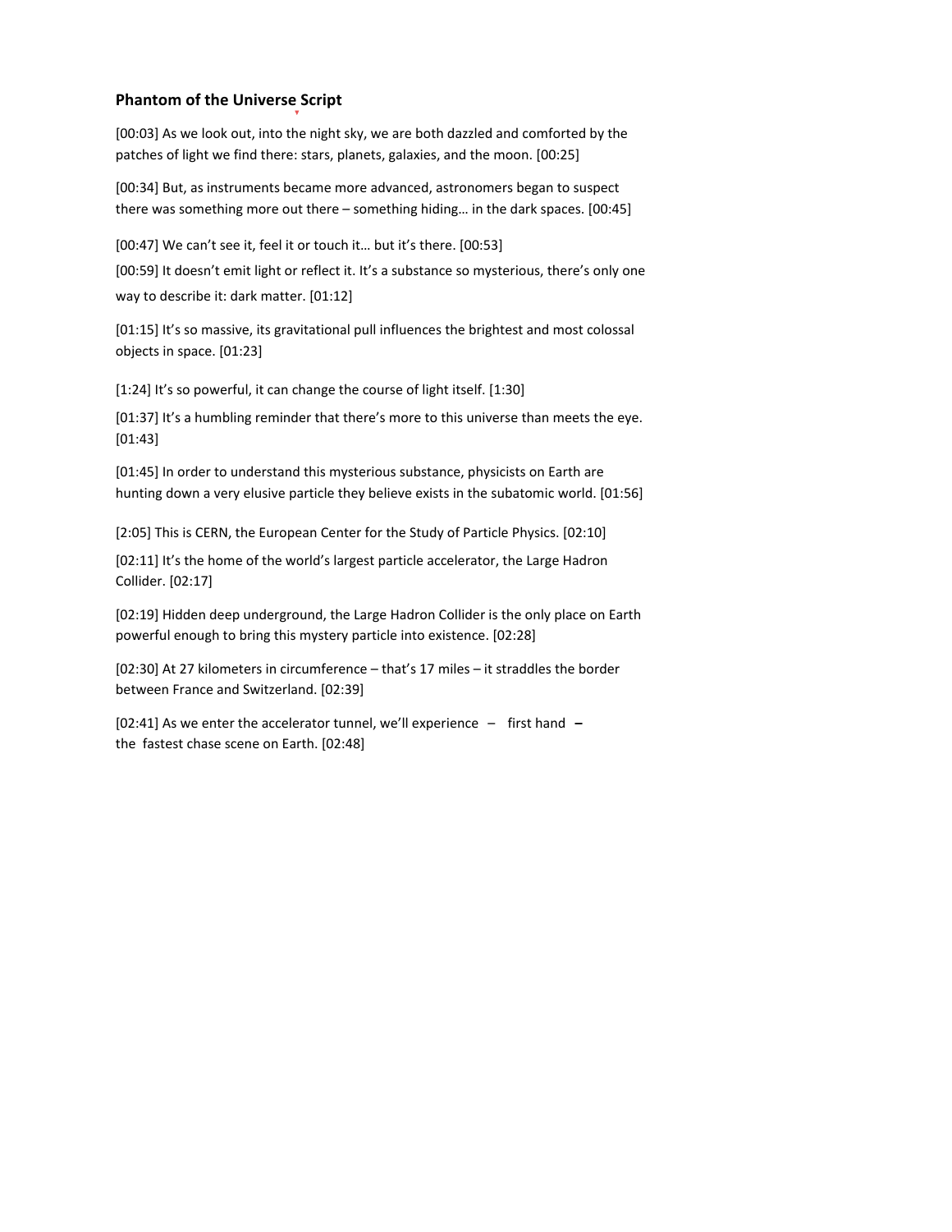**Phantom of the Universe Script**

[00:03] As we look out, into the night sky, we are both dazzled and comforted by the patches of light we find there: stars, planets, galaxies, and the moon. [00:25]

[00:34] But, as instruments became more advanced, astronomers began to suspect there was something more out there – something hiding… in the dark spaces. [00:45]

[00:47] We can't see it, feel it or touch it… but it's there. [00:53]

[00:59] It doesn't emit light or reflect it. It's a substance so mysterious, there's only one way to describe it: dark matter. [01:12]

[01:15] It's so massive, its gravitational pull influences the brightest and most colossal objects in space. [01:23]

[1:24] It's so powerful, it can change the course of light itself. [1:30]

[01:37] It's a humbling reminder that there's more to this universe than meets the eye. [01:43]

[01:45] In order to understand this mysterious substance, physicists on Earth are hunting down a very elusive particle they believe exists in the subatomic world. [01:56]

[2:05] This is CERN, the European Center for the Study of Particle Physics. [02:10]

[02:11] It's the home of the world's largest particle accelerator, the Large Hadron Collider. [02:17]

[02:19] Hidden deep underground, the Large Hadron Collider is the only place on Earth powerful enough to bring this mystery particle into existence. [02:28]

[02:30] At 27 kilometers in circumference – that's 17 miles – it straddles the border between France and Switzerland. [02:39]

[02:41] As we enter the accelerator tunnel, we'll experience – first hand **–** the fastest chase scene on Earth. [02:48]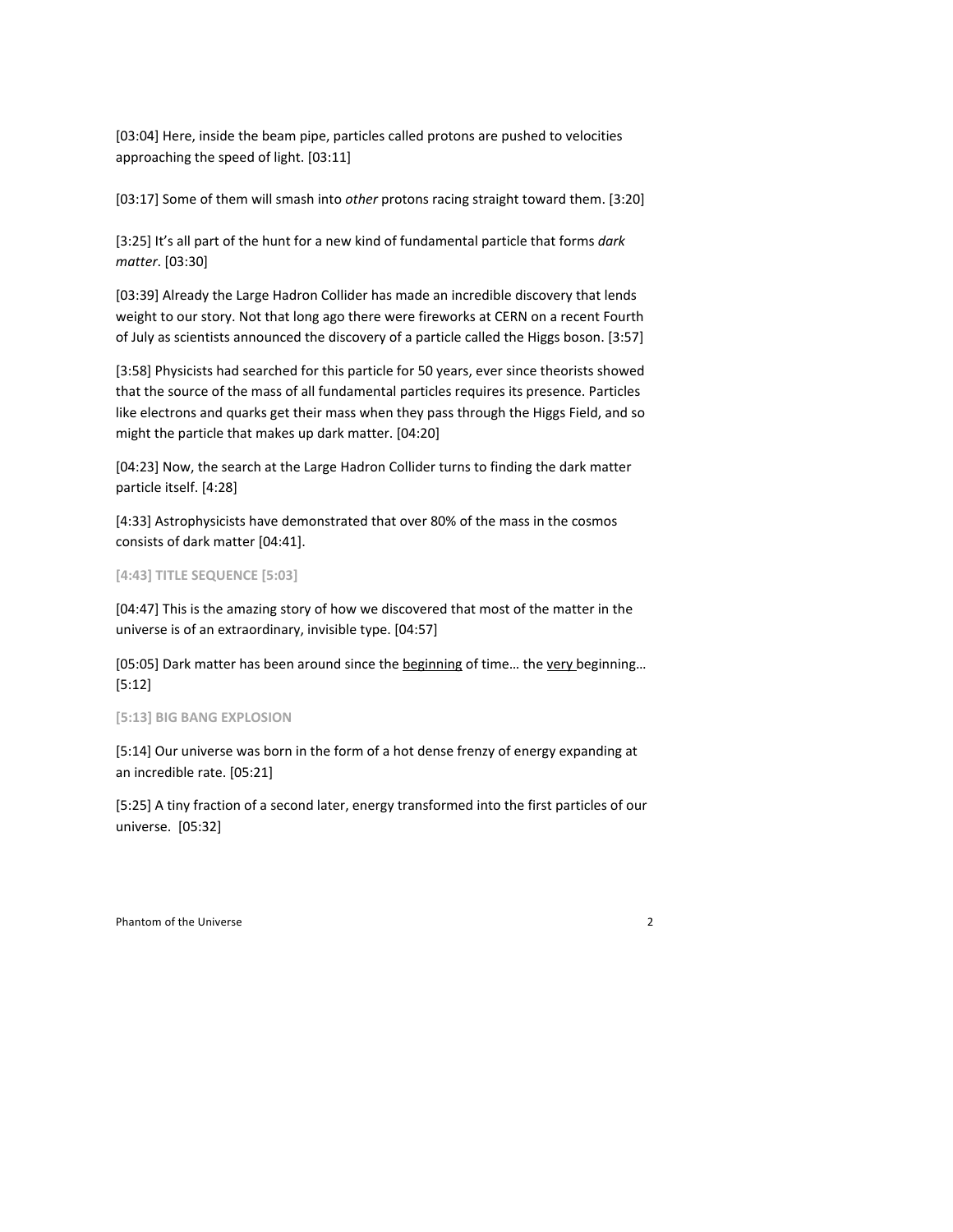[03:04] Here, inside the beam pipe, particles called protons are pushed to velocities approaching the speed of light. [03:11]

[03:17] Some of them will smash into *other* protons racing straight toward them. [3:20]

[3:25] It's all part of the hunt for a new kind of fundamental particle that forms *dark matter*. [03:30]

[03:39] Already the Large Hadron Collider has made an incredible discovery that lends weight to our story. Not that long ago there were fireworks at CERN on a recent Fourth of July as scientists announced the discovery of a particle called the Higgs boson. [3:57]

[3:58] Physicists had searched for this particle for 50 years, ever since theorists showed that the source of the mass of all fundamental particles requires its presence. Particles like electrons and quarks get their mass when they pass through the Higgs Field, and so might the particle that makes up dark matter. [04:20]

[04:23] Now, the search at the Large Hadron Collider turns to finding the dark matter particle itself. [4:28]

[4:33] Astrophysicists have demonstrated that over 80% of the mass in the cosmos consists of dark matter [04:41].

**[4:43] TITLE SEQUENCE [5:03]**

[04:47] This is the amazing story of how we discovered that most of the matter in the universe is of an extraordinary, invisible type. [04:57]

[05:05] Dark matter has been around since the <u>beginning</u> of time… the <u>very</u> beginning… [5:12]

**[5:13] BIG BANG EXPLOSION**

[5:14] Our universe was born in the form of a hot dense frenzy of energy expanding at an incredible rate. [05:21]

[5:25] A tiny fraction of a second later, energy transformed into the first particles of our universe. [05:32]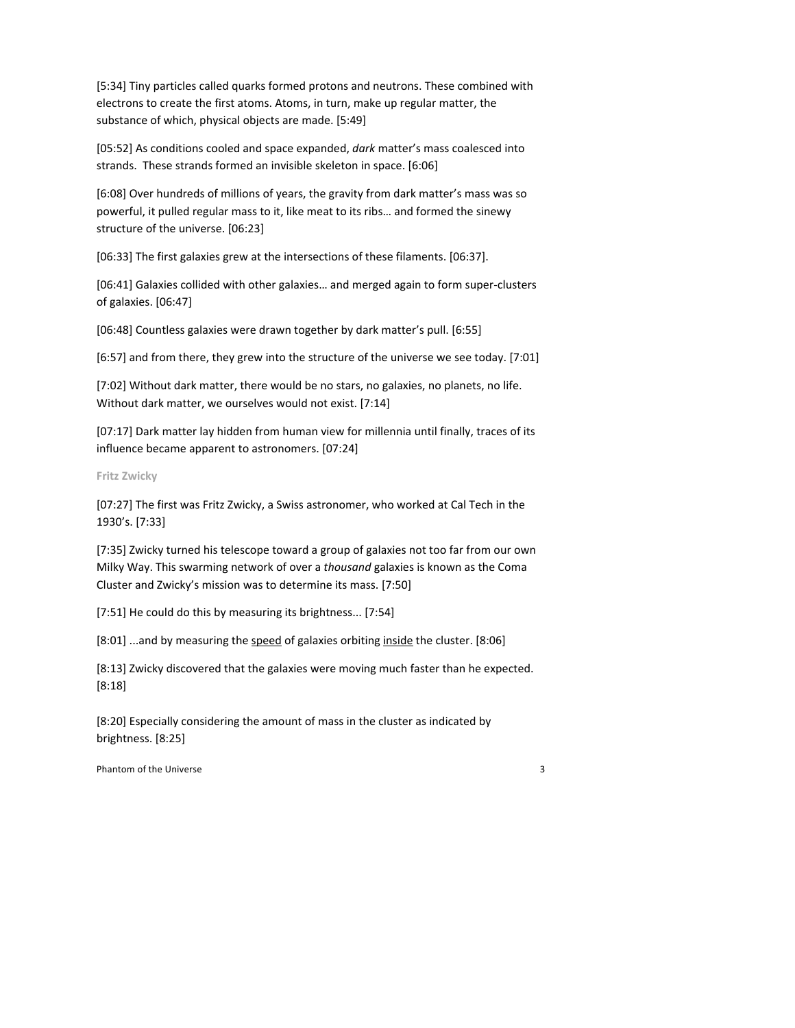[5:34] Tiny particles called quarks formed protons and neutrons. These combined with electrons to create the first atoms. Atoms, in turn, make up regular matter, the substance of which, physical objects are made. [5:49]

[05:52] As conditions cooled and space expanded, *dark* matter's mass coalesced into strands. These strands formed an invisible skeleton in space. [6:06]

[6:08] Over hundreds of millions of years, the gravity from dark matter's mass was so powerful, it pulled regular mass to it, like meat to its ribs… and formed the sinewy structure of the universe. [06:23]

[06:33] The first galaxies grew at the intersections of these filaments. [06:37].

[06:41] Galaxies collided with other galaxies… and merged again to form super-clusters of galaxies. [06:47]

[06:48] Countless galaxies were drawn together by dark matter's pull. [6:55]

[6:57] and from there, they grew into the structure of the universe we see today. [7:01]

[7:02] Without dark matter, there would be no stars, no galaxies, no planets, no life. Without dark matter, we ourselves would not exist. [7:14]

[07:17] Dark matter lay hidden from human view for millennia until finally, traces of its influence became apparent to astronomers. [07:24]

**Fritz Zwicky**

[07:27] The first was Fritz Zwicky, a Swiss astronomer, who worked at Cal Tech in the 1930's. [7:33]

[7:35] Zwicky turned his telescope toward a group of galaxies not too far from our own Milky Way. This swarming network of over a *thousand* galaxies is known as the Coma Cluster and Zwicky's mission was to determine its mass. [7:50]

[7:51] He could do this by measuring its brightness... [7:54]

[8:01] ...and by measuring the <u>speed</u> of galaxies orbiting <u>inside</u> the cluster. [8:06]

[8:13] Zwicky discovered that the galaxies were moving much faster than he expected. [8:18]

[8:20] Especially considering the amount of mass in the cluster as indicated by brightness. [8:25]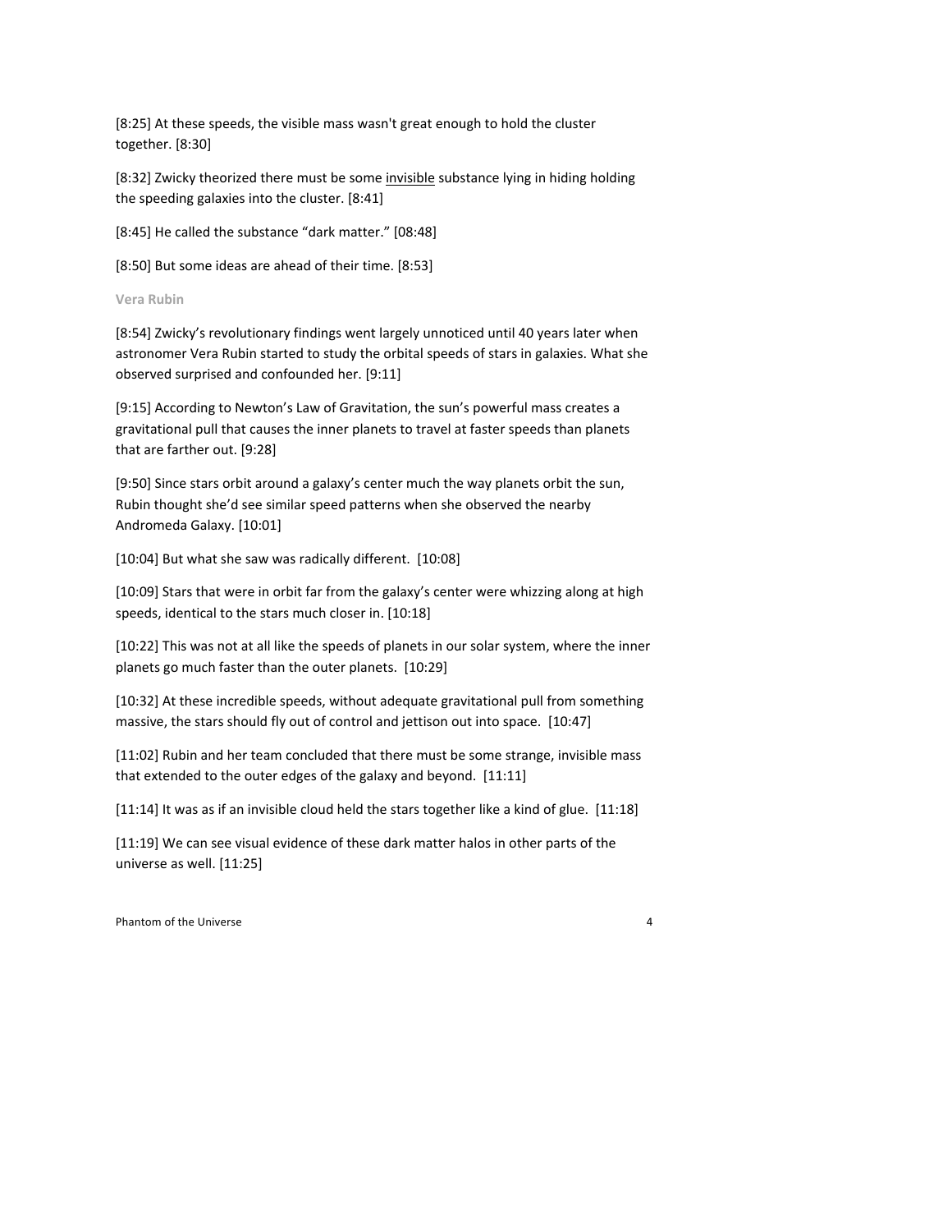[8:25] At these speeds, the visible mass wasn't great enough to hold the cluster together. [8:30]

[8:32] Zwicky theorized there must be some <u>invisible</u> substance lying in hiding holding the speeding galaxies into the cluster. [8:41]

[8:45] He called the substance “dark matter.” [08:48]

[8:50] But some ideas are ahead of their time. [8:53]

### Vera Rubin

[8:54] Zwicky’s revolutionary findings went largely unnoticed until 40 years later when astronomer Vera Rubin started to study the orbital speeds of stars in galaxies. What she observed surprised and confounded her. [9:11]

[9:15] According to Newton’s Law of Gravitation, the sun’s powerful mass creates a gravitational pull that causes the inner planets to travel at faster speeds than planets that are farther out. [9:28]

[9:50] Since stars orbit around a galaxy’s center much the way planets orbit the sun, Rubin thought she’d see similar speed patterns when she observed the nearby Andromeda Galaxy. [10:01]

[10:04] But what she saw was radically different. [10:08]

[10:09] Stars that were in orbit far from the galaxy’s center were whizzing along at high speeds, identical to the stars much closer in. [10:18]

[10:22] This was not at all like the speeds of planets in our solar system, where the inner planets go much faster than the outer planets. [10:29]

[10:32] At these incredible speeds, without adequate gravitational pull from something massive, the stars should fly out of control and jettison out into space. [10:47]

[11:02] Rubin and her team concluded that there must be some strange, invisible mass that extended to the outer edges of the galaxy and beyond. [11:11]

[11:14] It was as if an invisible cloud held the stars together like a kind of glue. [11:18]

[11:19] We can see visual evidence of these dark matter halos in other parts of the universe as well. [11:25]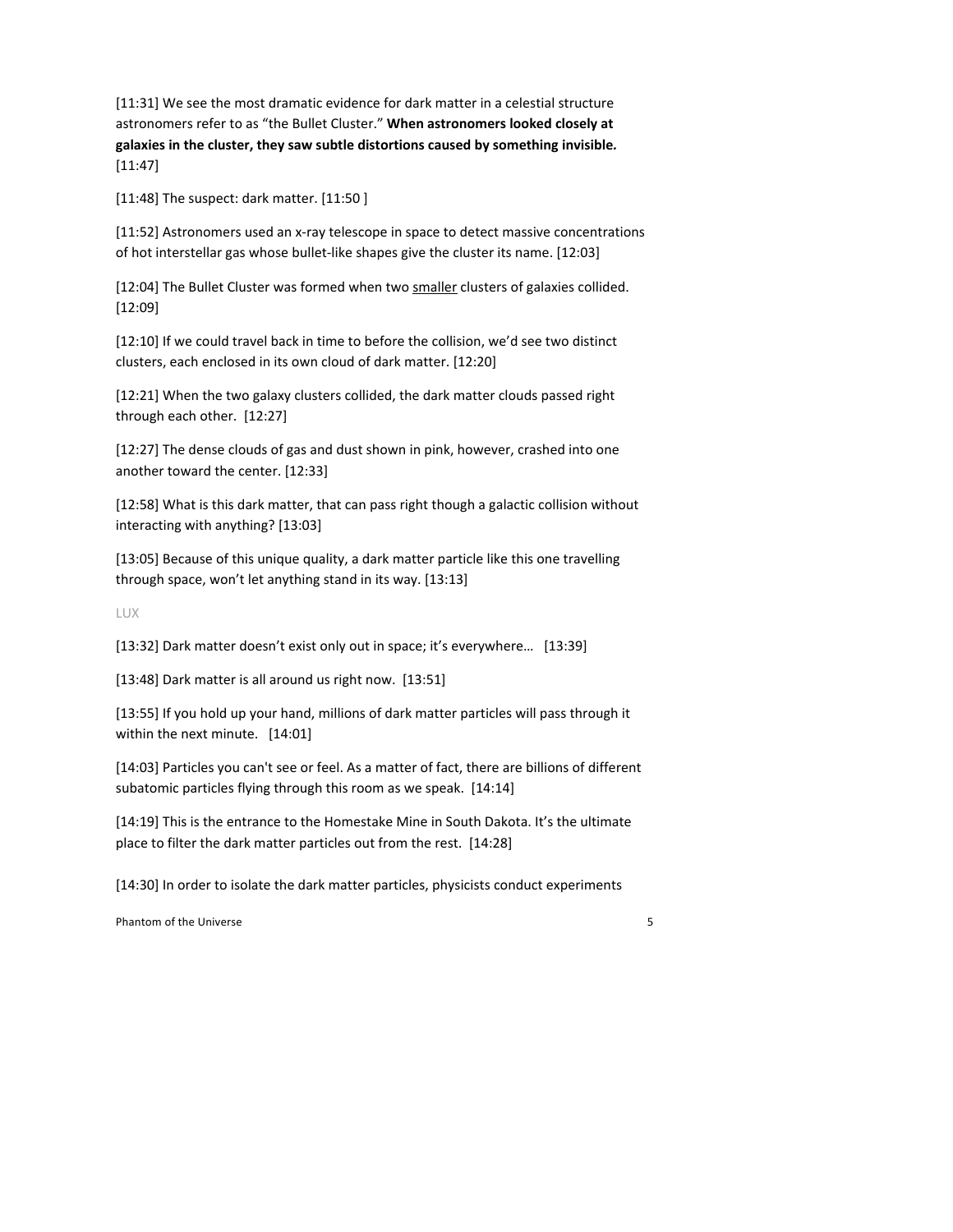[11:31] We see the most dramatic evidence for dark matter in a celestial structure astronomers refer to as “the Bullet Cluster.” **When astronomers looked closely at galaxies in the cluster, they saw subtle distortions caused by something invisible.** [11:47]

[11:48] The suspect: dark matter. [11:50 ]

[11:52] Astronomers used an x-ray telescope in space to detect massive concentrations of hot interstellar gas whose bullet-like shapes give the cluster its name. [12:03]

[12:04] The Bullet Cluster was formed when two <u>smaller</u> clusters of galaxies collided. [12:09]

[12:10] If we could travel back in time to before the collision, we’d see two distinct clusters, each enclosed in its own cloud of dark matter. [12:20]

[12:21] When the two galaxy clusters collided, the dark matter clouds passed right through each other. [12:27]

[12:27] The dense clouds of gas and dust shown in pink, however, crashed into one another toward the center. [12:33]

[12:58] What is this dark matter, that can pass right though a galactic collision without interacting with anything? [13:03]

[13:05] Because of this unique quality, a dark matter particle like this one travelling through space, won’t let anything stand in its way. [13:13]

LUX

[13:32] Dark matter doesn’t exist only out in space; it’s everywhere… [13:39]

[13:48] Dark matter is all around us right now. [13:51]

[13:55] If you hold up your hand, millions of dark matter particles will pass through it within the next minute. [14:01]

[14:03] Particles you can't see or feel. As a matter of fact, there are billions of different subatomic particles flying through this room as we speak. [14:14]

[14:19] This is the entrance to the Homestake Mine in South Dakota. It’s the ultimate place to filter the dark matter particles out from the rest. [14:28]

[14:30] In order to isolate the dark matter particles, physicists conduct experiments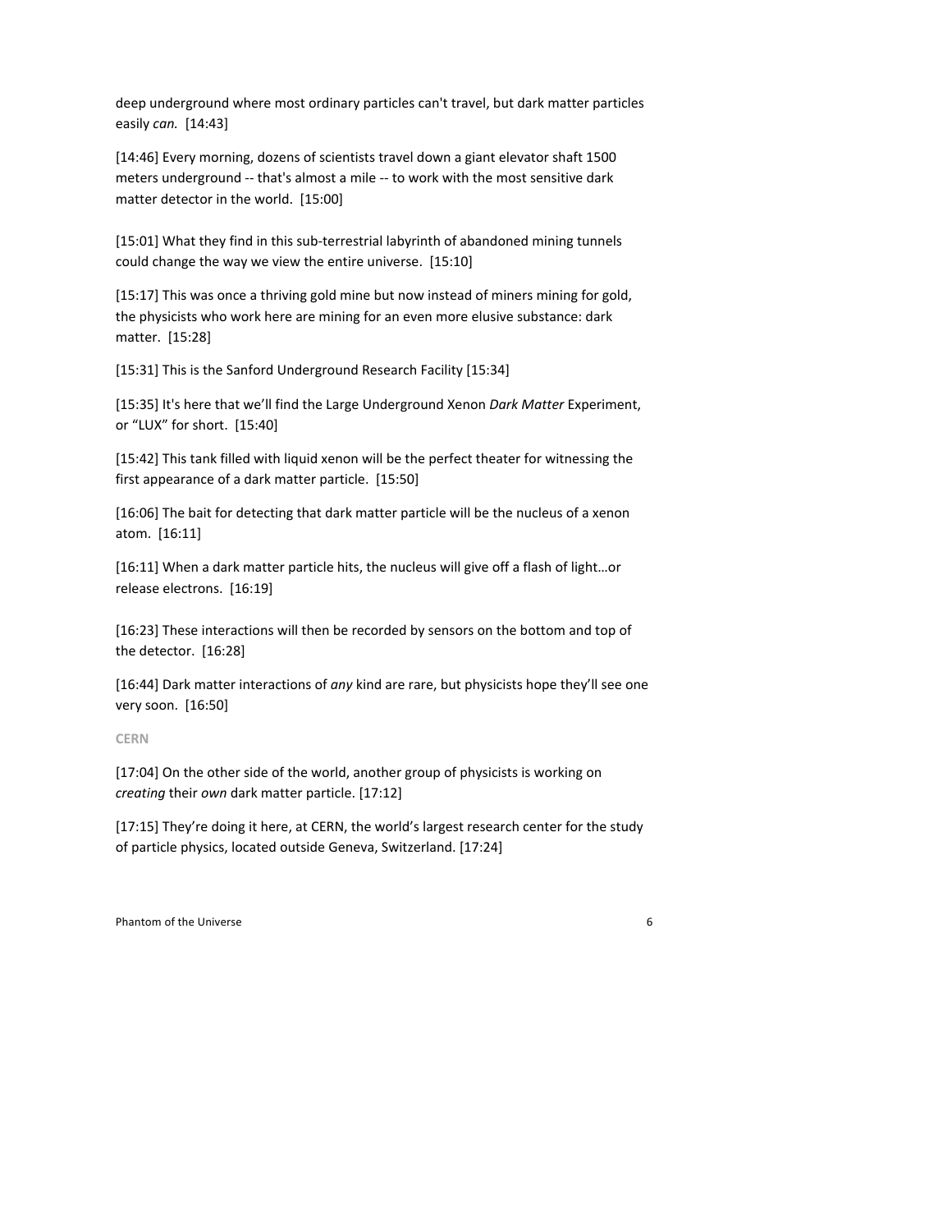deep underground where most ordinary particles can't travel, but dark matter particles easily *can.* [14:43]

[14:46] Every morning, dozens of scientists travel down a giant elevator shaft 1500 meters underground -- that's almost a mile -- to work with the most sensitive dark matter detector in the world. [15:00]

[15:01] What they find in this sub-terrestrial labyrinth of abandoned mining tunnels could change the way we view the entire universe. [15:10]

[15:17] This was once a thriving gold mine but now instead of miners mining for gold, the physicists who work here are mining for an even more elusive substance: dark matter. [15:28]

[15:31] This is the Sanford Underground Research Facility [15:34]

[15:35] It's here that we'll find the Large Underground Xenon *Dark Matter* Experiment, or "LUX" for short. [15:40]

[15:42] This tank filled with liquid xenon will be the perfect theater for witnessing the first appearance of a dark matter particle. [15:50]

[16:06] The bait for detecting that dark matter particle will be the nucleus of a xenon atom. [16:11]

[16:11] When a dark matter particle hits, the nucleus will give off a flash of light…or release electrons. [16:19]

[16:23] These interactions will then be recorded by sensors on the bottom and top of the detector. [16:28]

[16:44] Dark matter interactions of *any* kind are rare, but physicists hope they'll see one very soon. [16:50]

**CERN**

[17:04] On the other side of the world, another group of physicists is working on *creating* their *own* dark matter particle. [17:12]

[17:15] They're doing it here, at CERN, the world's largest research center for the study of particle physics, located outside Geneva, Switzerland. [17:24]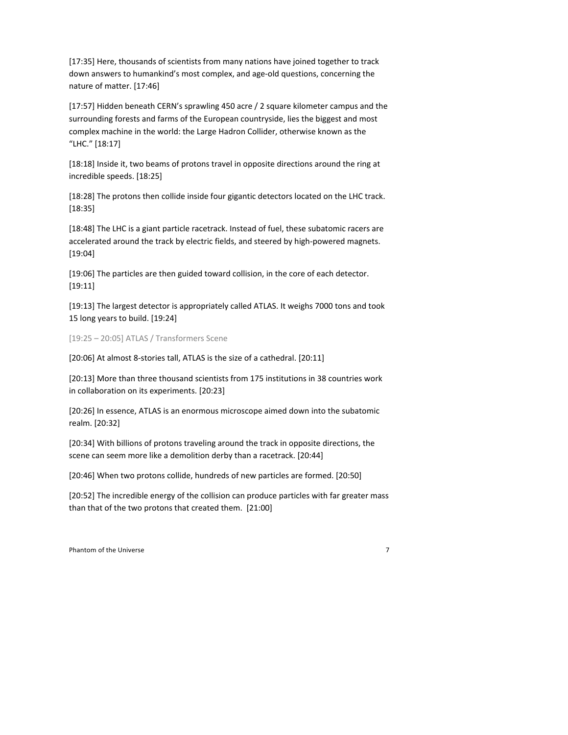[17:35] Here, thousands of scientists from many nations have joined together to track down answers to humankind's most complex, and age-old questions, concerning the nature of matter. [17:46]

[17:57] Hidden beneath CERN's sprawling 450 acre / 2 square kilometer campus and the surrounding forests and farms of the European countryside, lies the biggest and most complex machine in the world: the Large Hadron Collider, otherwise known as the "LHC." [18:17]

[18:18] Inside it, two beams of protons travel in opposite directions around the ring at incredible speeds. [18:25]

[18:28] The protons then collide inside four gigantic detectors located on the LHC track. [18:35]

[18:48] The LHC is a giant particle racetrack. Instead of fuel, these subatomic racers are accelerated around the track by electric fields, and steered by high-powered magnets. [19:04]

[19:06] The particles are then guided toward collision, in the core of each detector. [19:11]

[19:13] The largest detector is appropriately called ATLAS. It weighs 7000 tons and took 15 long years to build. [19:24]

[19:25 – 20:05] ATLAS / Transformers Scene

[20:06] At almost 8-stories tall, ATLAS is the size of a cathedral. [20:11]

[20:13] More than three thousand scientists from 175 institutions in 38 countries work in collaboration on its experiments. [20:23]

[20:26] In essence, ATLAS is an enormous microscope aimed down into the subatomic realm. [20:32]

[20:34] With billions of protons traveling around the track in opposite directions, the scene can seem more like a demolition derby than a racetrack. [20:44]

[20:46] When two protons collide, hundreds of new particles are formed. [20:50]

[20:52] The incredible energy of the collision can produce particles with far greater mass than that of the two protons that created them. [21:00]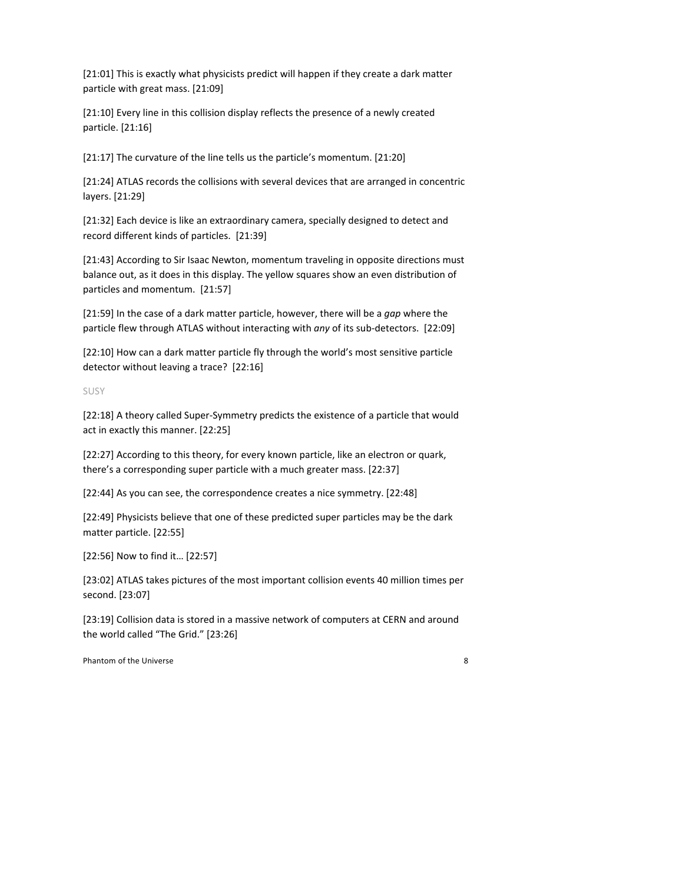[21:01] This is exactly what physicists predict will happen if they create a dark matter particle with great mass. [21:09]

[21:10] Every line in this collision display reflects the presence of a newly created particle. [21:16]

[21:17] The curvature of the line tells us the particle's momentum. [21:20]

[21:24] ATLAS records the collisions with several devices that are arranged in concentric layers. [21:29]

[21:32] Each device is like an extraordinary camera, specially designed to detect and record different kinds of particles. [21:39]

[21:43] According to Sir Isaac Newton, momentum traveling in opposite directions must balance out, as it does in this display. The yellow squares show an even distribution of particles and momentum. [21:57]

[21:59] In the case of a dark matter particle, however, there will be a *gap* where the particle flew through ATLAS without interacting with *any* of its sub-detectors. [22:09]

[22:10] How can a dark matter particle fly through the world's most sensitive particle detector without leaving a trace? [22:16]

SUSY

[22:18] A theory called Super-Symmetry predicts the existence of a particle that would act in exactly this manner. [22:25]

[22:27] According to this theory, for every known particle, like an electron or quark, there's a corresponding super particle with a much greater mass. [22:37]

[22:44] As you can see, the correspondence creates a nice symmetry. [22:48]

[22:49] Physicists believe that one of these predicted super particles may be the dark matter particle. [22:55]

[22:56] Now to find it… [22:57]

[23:02] ATLAS takes pictures of the most important collision events 40 million times per second. [23:07]

[23:19] Collision data is stored in a massive network of computers at CERN and around the world called "The Grid." [23:26]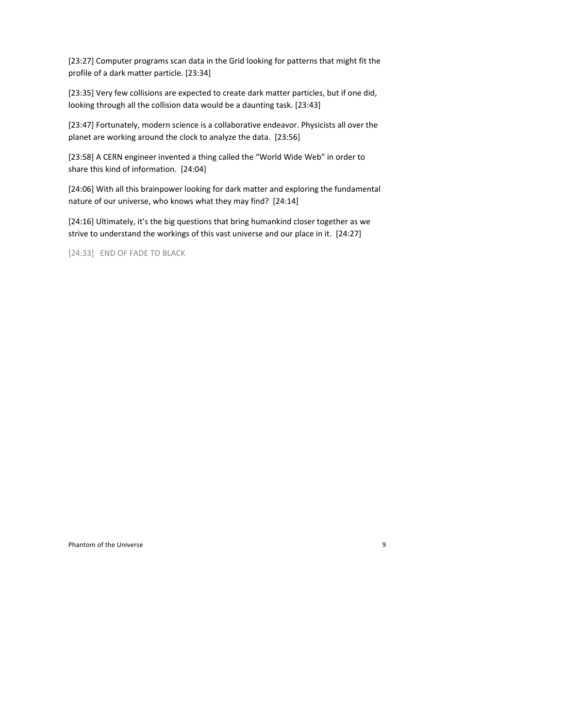[23:27] Computer programs scan data in the Grid looking for patterns that might fit the profile of a dark matter particle. [23:34]

[23:35] Very few collisions are expected to create dark matter particles, but if one did, looking through all the collision data would be a daunting task. [23:43]

[23:47] Fortunately, modern science is a collaborative endeavor. Physicists all over the planet are working around the clock to analyze the data. [23:56]

[23:58] A CERN engineer invented a thing called the "World Wide Web" in order to share this kind of information. [24:04]

[24:06] With all this brainpower looking for dark matter and exploring the fundamental nature of our universe, who knows what they may find? [24:14]

[24:16] Ultimately, it's the big questions that bring humankind closer together as we strive to understand the workings of this vast universe and our place in it. [24:27]

[24:33] END OF FADE TO BLACK